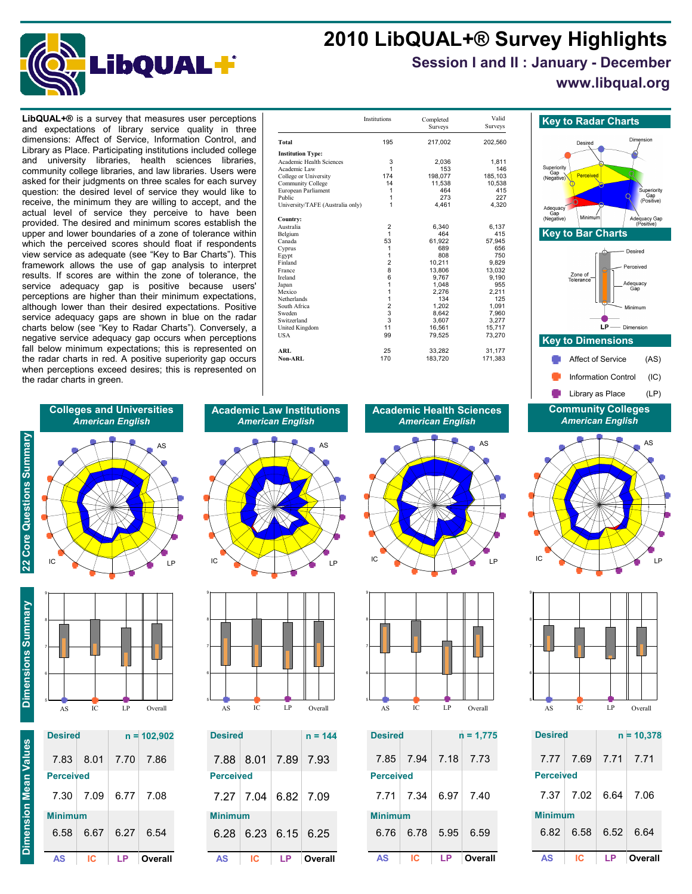# 2010 LibQUAL+® Survey Highlights

## Session I and II : January - December

**www.libqual.org**

**LibQUAL+®** is a survey that measures user perceptions and expectations of library service quality in three dimensions: Affect of Service, Information Control, and Library as Place. Participating institutions included college and university libraries, health sciences libraries, community college libraries, and law libraries. Users were asked for their judgments on three scales for each survey question: the desired level of service they would like to receive, the minimum they are willing to accept, and the actual level of service they perceive to have been provided. The desired and minimum scores establish the upper and lower boundaries of a zone of tolerance within which the perceived scores should float if respondents view service as adequate (see "Key to Bar Charts"). This framework allows the use of gap analysis to interpret results. If scores are within the zone of tolerance, the service adequacy gap is positive because users' perceptions are higher than their minimum expectations, although lower than their desired expectations. Positive service adequacy gaps are shown in blue on the radar charts below (see "Key to Radar Charts"). Conversely, a negative service adequacy gap occurs when perceptions fall below minimum expectations; this is represented on the radar charts in red. A positive superiority gap occurs when perceptions exceed desired; this is represented on the radar charts in green.

| | Institutions | Completed Surveys | Valid Surveys |
|---|---|---|---|
| **Total** | 195 | 217,002 | 202,560 |
| **Institution Type:** | | | |
| Academic Health Sciences | 3 | 2,036 | 1,811 |
| Academic Law | 1 | 153 | 146 |
| College or University | 174 | 198,077 | 185,103 |
| Community College | 14 | 11,538 | 10,538 |
| European Parliament | 1 | 464 | 415 |
| Public | 1 | 273 | 227 |
| University/TAFE (Australia only) | 1 | 4,461 | 4,320 |
| **Country:** | | | |
| Australia | 2 | 6,340 | 6,137 |
| Belgium | 1 | 464 | 415 |
| Canada | 53 | 61,922 | 57,945 |
| Cyprus | 1 | 689 | 656 |
| Egypt | 1 | 808 | 750 |
| Finland | 2 | 10,211 | 9,829 |
| France | 8 | 13,806 | 13,032 |
| Ireland | 6 | 9,767 | 9,190 |
| Japan | 1 | 1,048 | 955 |
| Mexico | 1 | 2,276 | 2,211 |
| Netherlands | 1 | 134 | 125 |
| South Africa | 2 | 1,202 | 1,091 |
| Sweden | 3 | 8,642 | 7,960 |
| Switzerland | 3 | 3,607 | 3,277 |
| United Kingdom | 11 | 16,561 | 15,717 |
| USA | 99 | 79,525 | 73,270 |
| **ARL** | 25 | 33,282 | 31,177 |
| **Non-ARL** | 170 | 183,720 | 171,383 |

### Key to Radar Charts

Desired
Dimension
Superiority Gap (Negative)
Perceived
Superiority Gap (Positive)
Adequacy Gap (Negative)
Minimum
Adequacy Gap (Positive)

### Key to Bar Charts

Desired
Perceived
Zone of Tolerance
Adequacy Gap
Minimum
LP — Dimension

### Key to Dimensions

- Affect of Service (AS)
- Information Control (IC)
- Library as Place (LP)

## 22 Core Questions Summary / Dimensions Summary

**Colleges and Universities** — *American English*

**Academic Law Institutions** — *American English*

**Academic Health Sciences** — *American English*

**Community Colleges** — *American English*

AS IC LP Overall

## Dimension Mean Values

**Colleges and Universities** (n = 102,902)

| | AS | IC | LP | Overall |
|---|---|---|---|---|
| Desired | 7.83 | 8.01 | 7.70 | 7.86 |
| Perceived | 7.30 | 7.09 | 6.77 | 7.08 |
| Minimum | 6.58 | 6.67 | 6.27 | 6.54 |

**Academic Law Institutions** (n = 144)

| | AS | IC | LP | Overall |
|---|---|---|---|---|
| Desired | 7.88 | 8.01 | 7.89 | 7.93 |
| Perceived | 7.27 | 7.04 | 6.82 | 7.09 |
| Minimum | 6.28 | 6.23 | 6.15 | 6.25 |

**Academic Health Sciences** (n = 1,775)

| | AS | IC | LP | Overall |
|---|---|---|---|---|
| Desired | 7.85 | 7.94 | 7.18 | 7.73 |
| Perceived | 7.71 | 7.34 | 6.97 | 7.40 |
| Minimum | 6.76 | 6.78 | 5.95 | 6.59 |

**Community Colleges** (n = 10,378)

| | AS | IC | LP | Overall |
|---|---|---|---|---|
| Desired | 7.77 | 7.69 | 7.71 | 7.71 |
| Perceived | 7.37 | 7.02 | 6.64 | 7.06 |
| Minimum | 6.82 | 6.58 | 6.52 | 6.64 |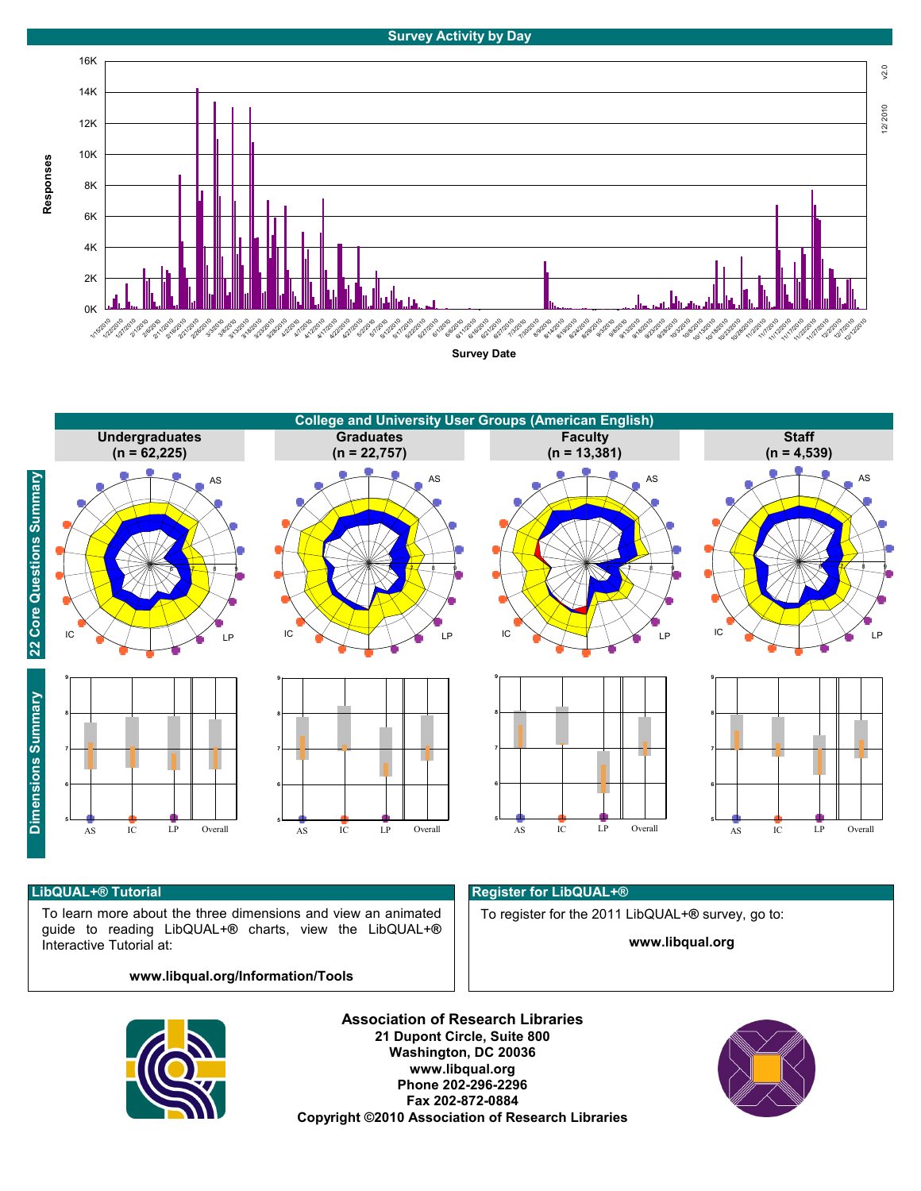## Survey Activity by Day

16K
14K
12K
10K
8K
6K
4K
2K
0K

Responses

Survey Date

v2.0

12/2010

## College and University User Groups (American English)

**Undergraduates (n = 62,225)**

**Graduates (n = 22,757)**

**Faculty (n = 13,381)**

**Staff (n = 4,539)**

22 Core Questions Summary

AS
IC
LP

Dimensions Summary

AS IC LP Overall

## LibQUAL+® Tutorial

To learn more about the three dimensions and view an animated guide to reading LibQUAL+® charts, view the LibQUAL+® Interactive Tutorial at:

**www.libqual.org/Information/Tools**

## Register for LibQUAL+®

To register for the 2011 LibQUAL+® survey, go to:

**www.libqual.org**

**Association of Research Libraries**
**21 Dupont Circle, Suite 800**
**Washington, DC 20036**
**www.libqual.org**
**Phone 202-296-2296**
**Fax 202-872-0884**
**Copyright ©2010 Association of Research Libraries**